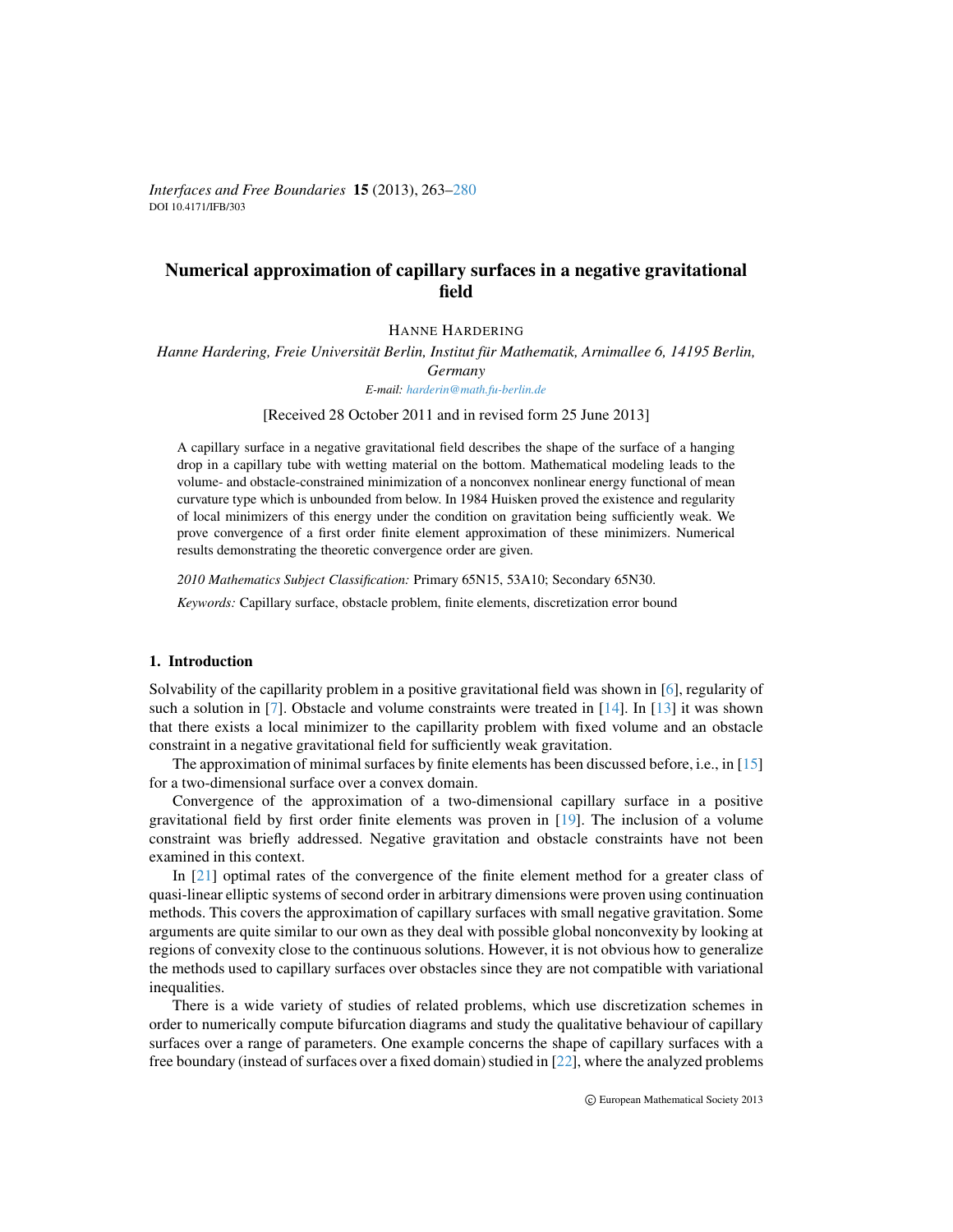*Interfaces and Free Boundaries* **15** (2013), 263–280
DOI 10.4171/IFB/303

# Numerical approximation of capillary surfaces in a negative gravitational field

HANNE HARDERING

*Hanne Hardering, Freie Universität Berlin, Institut für Mathematik, Arnimallee 6, 14195 Berlin, Germany*

*E-mail:* harderin@math.fu-berlin.de

[Received 28 October 2011 and in revised form 25 June 2013]

A capillary surface in a negative gravitational field describes the shape of the surface of a hanging drop in a capillary tube with wetting material on the bottom. Mathematical modeling leads to the volume- and obstacle-constrained minimization of a nonconvex nonlinear energy functional of mean curvature type which is unbounded from below. In 1984 Huisken proved the existence and regularity of local minimizers of this energy under the condition on gravitation being sufficiently weak. We prove convergence of a first order finite element approximation of these minimizers. Numerical results demonstrating the theoretic convergence order are given.

*2010 Mathematics Subject Classification:* Primary 65N15, 53A10; Secondary 65N30.

*Keywords:* Capillary surface, obstacle problem, finite elements, discretization error bound

## 1. Introduction

Solvability of the capillarity problem in a positive gravitational field was shown in [6], regularity of such a solution in [7]. Obstacle and volume constraints were treated in [14]. In [13] it was shown that there exists a local minimizer to the capillarity problem with fixed volume and an obstacle constraint in a negative gravitational field for sufficiently weak gravitation.

The approximation of minimal surfaces by finite elements has been discussed before, i.e., in [15] for a two-dimensional surface over a convex domain.

Convergence of the approximation of a two-dimensional capillary surface in a positive gravitational field by first order finite elements was proven in [19]. The inclusion of a volume constraint was briefly addressed. Negative gravitation and obstacle constraints have not been examined in this context.

In [21] optimal rates of the convergence of the finite element method for a greater class of quasi-linear elliptic systems of second order in arbitrary dimensions were proven using continuation methods. This covers the approximation of capillary surfaces with small negative gravitation. Some arguments are quite similar to our own as they deal with possible global nonconvexity by looking at regions of convexity close to the continuous solutions. However, it is not obvious how to generalize the methods used to capillary surfaces over obstacles since they are not compatible with variational inequalities.

There is a wide variety of studies of related problems, which use discretization schemes in order to numerically compute bifurcation diagrams and study the qualitative behaviour of capillary surfaces over a range of parameters. One example concerns the shape of capillary surfaces with a free boundary (instead of surfaces over a fixed domain) studied in [22], where the analyzed problems

© European Mathematical Society 2013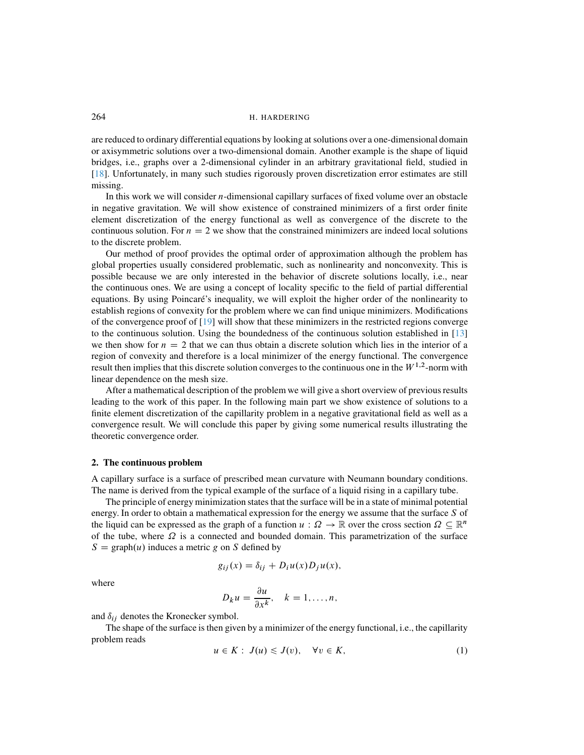are reduced to ordinary differential equations by looking at solutions over a one-dimensional domain or axisymmetric solutions over a two-dimensional domain. Another example is the shape of liquid bridges, i.e., graphs over a 2-dimensional cylinder in an arbitrary gravitational field, studied in [18]. Unfortunately, in many such studies rigorously proven discretization error estimates are still missing.

In this work we will consider $n$-dimensional capillary surfaces of fixed volume over an obstacle in negative gravitation. We will show existence of constrained minimizers of a first order finite element discretization of the energy functional as well as convergence of the discrete to the continuous solution. For $n = 2$ we show that the constrained minimizers are indeed local solutions to the discrete problem.

Our method of proof provides the optimal order of approximation although the problem has global properties usually considered problematic, such as nonlinearity and nonconvexity. This is possible because we are only interested in the behavior of discrete solutions locally, i.e., near the continuous ones. We are using a concept of locality specific to the field of partial differential equations. By using Poincaré's inequality, we will exploit the higher order of the nonlinearity to establish regions of convexity for the problem where we can find unique minimizers. Modifications of the convergence proof of [19] will show that these minimizers in the restricted regions converge to the continuous solution. Using the boundedness of the continuous solution established in [13] we then show for $n = 2$ that we can thus obtain a discrete solution which lies in the interior of a region of convexity and therefore is a local minimizer of the energy functional. The convergence result then implies that this discrete solution converges to the continuous one in the $W^{1,2}$-norm with linear dependence on the mesh size.

After a mathematical description of the problem we will give a short overview of previous results leading to the work of this paper. In the following main part we show existence of solutions to a finite element discretization of the capillarity problem in a negative gravitational field as well as a convergence result. We will conclude this paper by giving some numerical results illustrating the theoretic convergence order.

## 2. The continuous problem

A capillary surface is a surface of prescribed mean curvature with Neumann boundary conditions. The name is derived from the typical example of the surface of a liquid rising in a capillary tube.

The principle of energy minimization states that the surface will be in a state of minimal potential energy. In order to obtain a mathematical expression for the energy we assume that the surface $S$ of the liquid can be expressed as the graph of a function $u : \Omega \to \mathbb{R}$ over the cross section $\Omega \subseteq \mathbb{R}^n$ of the tube, where $\Omega$ is a connected and bounded domain. This parametrization of the surface $S = \operatorname{graph}(u)$ induces a metric $g$ on $S$ defined by

$$g_{ij}(x) = \delta_{ij} + D_i u(x) D_j u(x),$$

where

$$D_k u = \frac{\partial u}{\partial x^k}, \quad k = 1, \ldots, n,$$

and $\delta_{ij}$ denotes the Kronecker symbol.

The shape of the surface is then given by a minimizer of the energy functional, i.e., the capillarity problem reads

$$u \in K : \; J(u) \leqslant J(v), \quad \forall v \in K, \tag{1}$$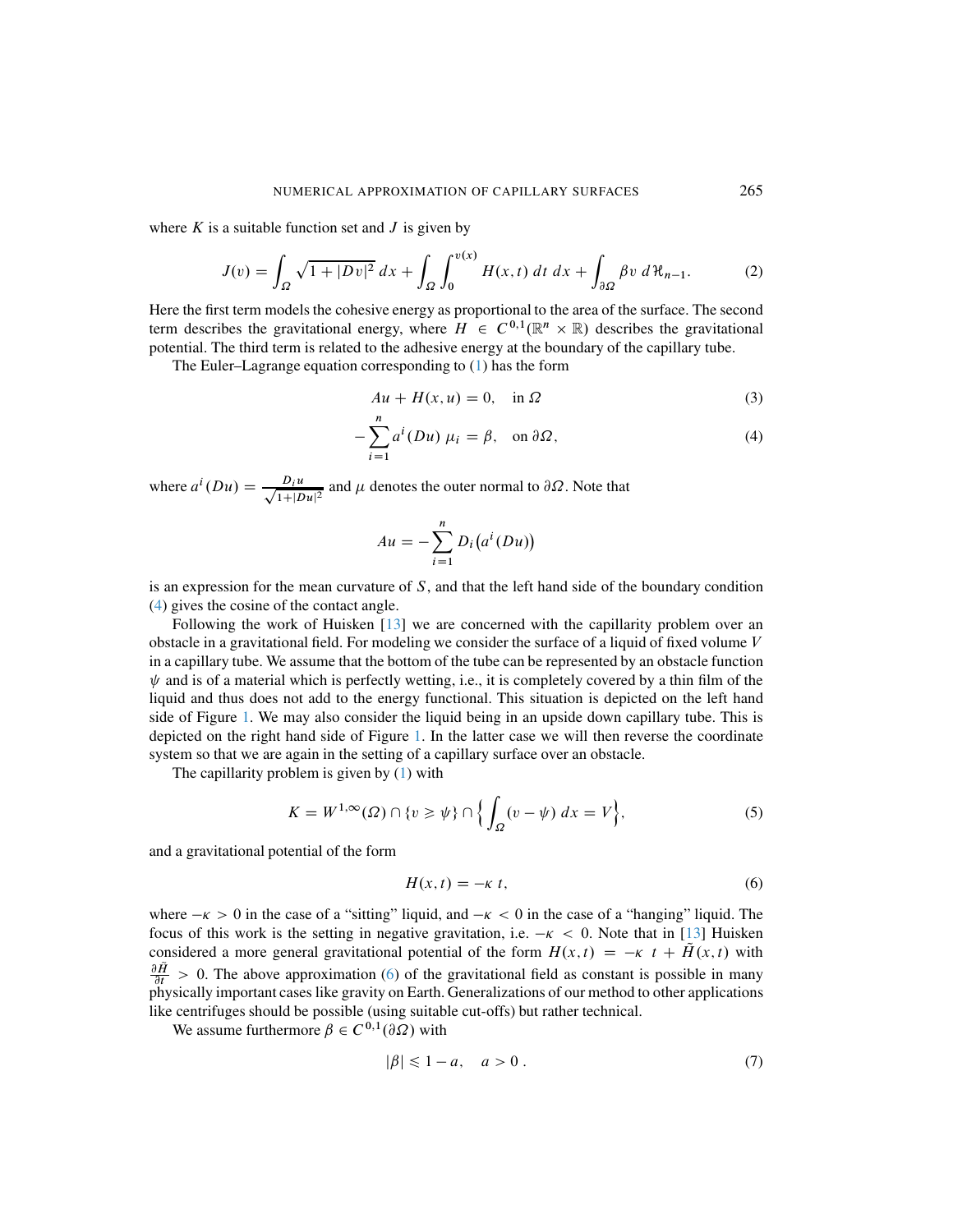where $K$ is a suitable function set and $J$ is given by

$$J(v) = \int_\Omega \sqrt{1 + |Dv|^2}\, dx + \int_\Omega \int_0^{v(x)} H(x,t)\, dt\, dx + \int_{\partial\Omega} \beta v\, d\mathcal{H}_{n-1}. \tag{2}$$

Here the first term models the cohesive energy as proportional to the area of the surface. The second term describes the gravitational energy, where $H \in C^{0,1}(\mathbb{R}^n \times \mathbb{R})$ describes the gravitational potential. The third term is related to the adhesive energy at the boundary of the capillary tube.

The Euler–Lagrange equation corresponding to (1) has the form

$$Au + H(x,u) = 0, \quad \text{in } \Omega \tag{3}$$

$$-\sum_{i=1}^{n} a^i(Du)\, \mu_i = \beta, \quad \text{on } \partial\Omega, \tag{4}$$

where $a^i(Du) = \frac{D_i u}{\sqrt{1+|Du|^2}}$ and $\mu$ denotes the outer normal to $\partial\Omega$. Note that

$$Au = -\sum_{i=1}^{n} D_i\big(a^i(Du)\big)$$

is an expression for the mean curvature of $S$, and that the left hand side of the boundary condition (4) gives the cosine of the contact angle.

Following the work of Huisken [13] we are concerned with the capillarity problem over an obstacle in a gravitational field. For modeling we consider the surface of a liquid of fixed volume $V$ in a capillary tube. We assume that the bottom of the tube can be represented by an obstacle function $\psi$ and is of a material which is perfectly wetting, i.e., it is completely covered by a thin film of the liquid and thus does not add to the energy functional. This situation is depicted on the left hand side of Figure 1. We may also consider the liquid being in an upside down capillary tube. This is depicted on the right hand side of Figure 1. In the latter case we will then reverse the coordinate system so that we are again in the setting of a capillary surface over an obstacle.

The capillarity problem is given by (1) with

$$K = W^{1,\infty}(\Omega) \cap \{v \geqslant \psi\} \cap \Big\{ \int_\Omega (v - \psi)\, dx = V \Big\}, \tag{5}$$

and a gravitational potential of the form

$$H(x,t) = -\kappa\, t, \tag{6}$$

where $-\kappa > 0$ in the case of a "sitting" liquid, and $-\kappa < 0$ in the case of a "hanging" liquid. The focus of this work is the setting in negative gravitation, i.e. $-\kappa < 0$. Note that in [13] Huisken considered a more general gravitational potential of the form $H(x,t) = -\kappa\, t + \tilde{H}(x,t)$ with $\frac{\partial \tilde{H}}{\partial t} > 0$. The above approximation (6) of the gravitational field as constant is possible in many physically important cases like gravity on Earth. Generalizations of our method to other applications like centrifuges should be possible (using suitable cut-offs) but rather technical.

We assume furthermore $\beta \in C^{0,1}(\partial\Omega)$ with

$$|\beta| \leqslant 1 - a, \quad a > 0\,. \tag{7}$$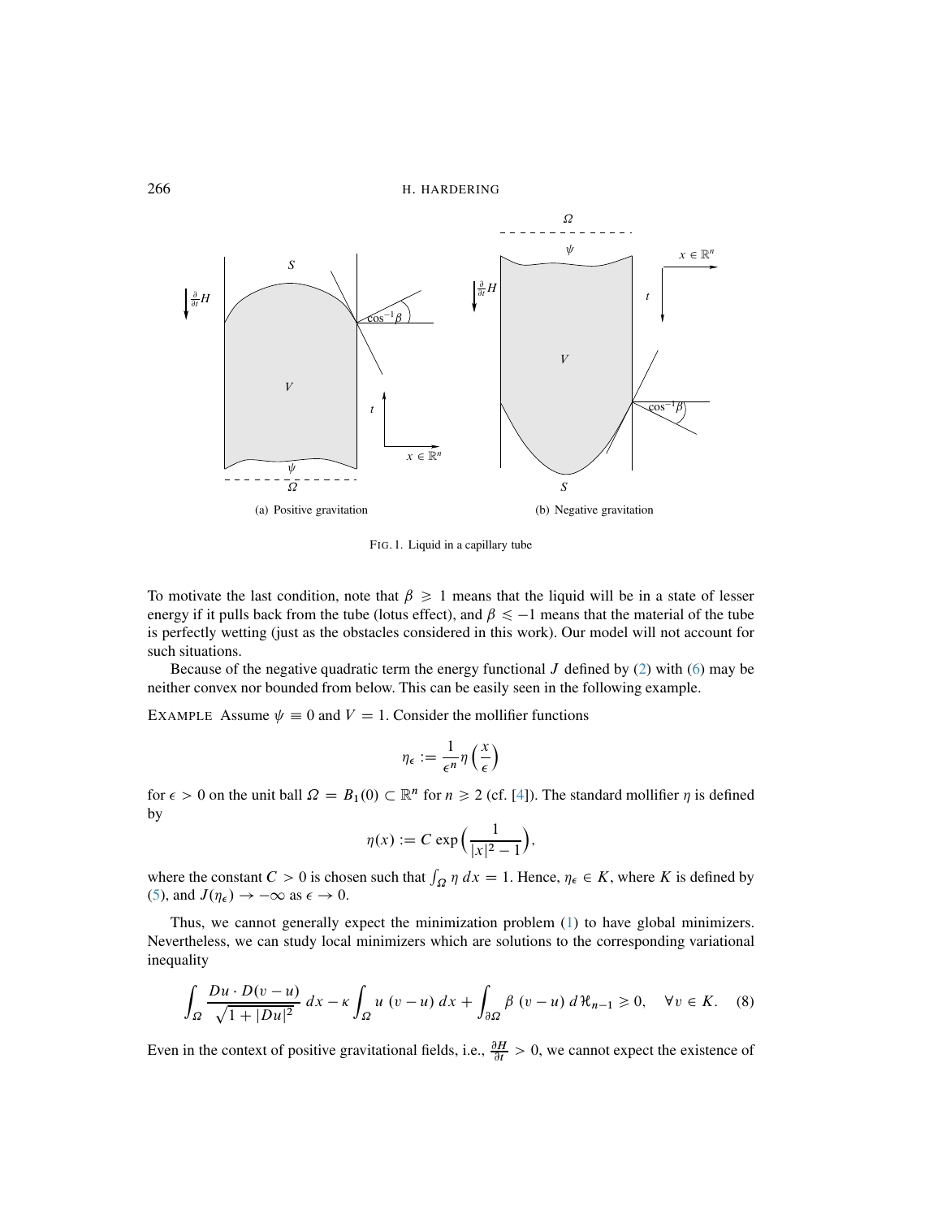(a) Positive gravitation

(b) Negative gravitation

FIG. 1. Liquid in a capillary tube

To motivate the last condition, note that $\beta \geqslant 1$ means that the liquid will be in a state of lesser energy if it pulls back from the tube (lotus effect), and $\beta \leqslant -1$ means that the material of the tube is perfectly wetting (just as the obstacles considered in this work). Our model will not account for such situations.

Because of the negative quadratic term the energy functional $J$ defined by (2) with (6) may be neither convex nor bounded from below. This can be easily seen in the following example.

EXAMPLE Assume $\psi \equiv 0$ and $V = 1$. Consider the mollifier functions

$$\eta_\epsilon := \frac{1}{\epsilon^n} \eta\left(\frac{x}{\epsilon}\right)$$

for $\epsilon > 0$ on the unit ball $\Omega = B_1(0) \subset \mathbb{R}^n$ for $n \geqslant 2$ (cf. [4]). The standard mollifier $\eta$ is defined by

$$\eta(x) := C \exp\left(\frac{1}{|x|^2 - 1}\right),$$

where the constant $C > 0$ is chosen such that $\int_\Omega \eta \, dx = 1$. Hence, $\eta_\epsilon \in K$, where $K$ is defined by (5), and $J(\eta_\epsilon) \to -\infty$ as $\epsilon \to 0$.

Thus, we cannot generally expect the minimization problem (1) to have global minimizers. Nevertheless, we can study local minimizers which are solutions to the corresponding variational inequality

$$\int_\Omega \frac{Du \cdot D(v-u)}{\sqrt{1+|Du|^2}} \, dx - \kappa \int_\Omega u \, (v-u) \, dx + \int_{\partial\Omega} \beta \, (v-u) \, d\mathcal{H}_{n-1} \geqslant 0, \quad \forall v \in K. \quad (8)$$

Even in the context of positive gravitational fields, i.e., $\frac{\partial H}{\partial t} > 0$, we cannot expect the existence of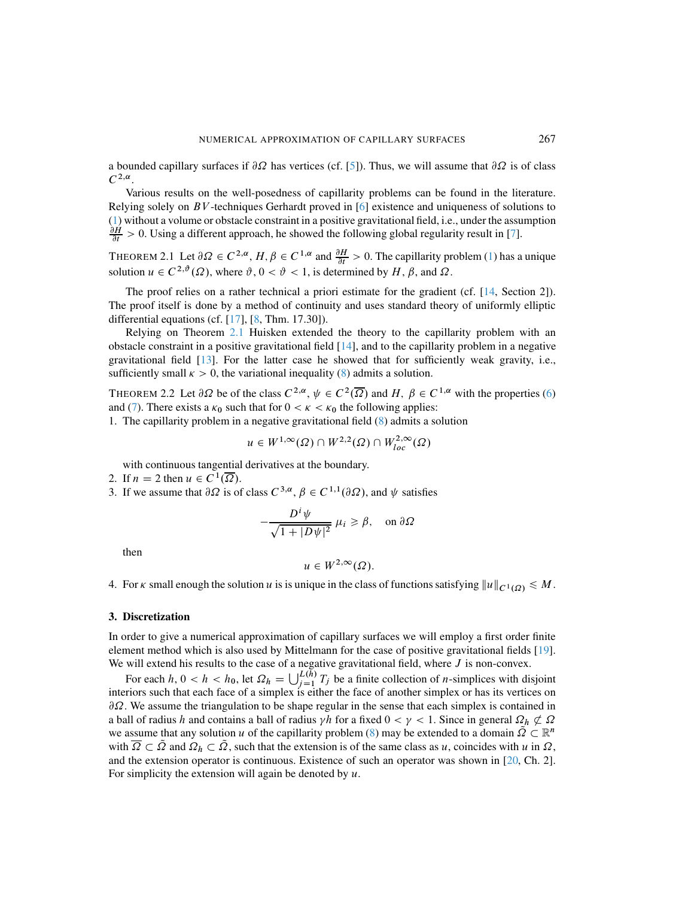a bounded capillary surfaces if $\partial\Omega$ has vertices (cf. [5]). Thus, we will assume that $\partial\Omega$ is of class $C^{2,\alpha}$.

Various results on the well-posedness of capillarity problems can be found in the literature. Relying solely on $BV$-techniques Gerhardt proved in [6] existence and uniqueness of solutions to (1) without a volume or obstacle constraint in a positive gravitational field, i.e., under the assumption $\frac{\partial H}{\partial t} > 0$. Using a different approach, he showed the following global regularity result in [7].

THEOREM 2.1 Let $\partial\Omega \in C^{2,\alpha}$, $H, \beta \in C^{1,\alpha}$ and $\frac{\partial H}{\partial t} > 0$. The capillarity problem (1) has a unique solution $u \in C^{2,\vartheta}(\Omega)$, where $\vartheta$, $0 < \vartheta < 1$, is determined by $H$, $\beta$, and $\Omega$.

The proof relies on a rather technical a priori estimate for the gradient (cf. [14, Section 2]). The proof itself is done by a method of continuity and uses standard theory of uniformly elliptic differential equations (cf. [17], [8, Thm. 17.30]).

Relying on Theorem 2.1 Huisken extended the theory to the capillarity problem with an obstacle constraint in a positive gravitational field [14], and to the capillarity problem in a negative gravitational field [13]. For the latter case he showed that for sufficiently weak gravity, i.e., sufficiently small $\kappa > 0$, the variational inequality (8) admits a solution.

THEOREM 2.2 Let $\partial\Omega$ be of the class $C^{2,\alpha}$, $\psi \in C^2(\overline{\Omega})$ and $H$, $\beta \in C^{1,\alpha}$ with the properties (6) and (7). There exists a $\kappa_0$ such that for $0 < \kappa < \kappa_0$ the following applies:

1. The capillarity problem in a negative gravitational field (8) admits a solution

$$u \in W^{1,\infty}(\Omega) \cap W^{2,2}(\Omega) \cap W^{2,\infty}_{loc}(\Omega)$$

   with continuous tangential derivatives at the boundary.
2. If $n = 2$ then $u \in C^1(\overline{\Omega})$.
3. If we assume that $\partial\Omega$ is of class $C^{3,\alpha}$, $\beta \in C^{1,1}(\partial\Omega)$, and $\psi$ satisfies

$$-\frac{D^i\psi}{\sqrt{1+|D\psi|^2}}\,\mu_i \geqslant \beta, \quad \text{on } \partial\Omega$$

   then

$$u \in W^{2,\infty}(\Omega).$$

4. For $\kappa$ small enough the solution $u$ is is unique in the class of functions satisfying $\|u\|_{C^1(\Omega)} \leqslant M$.

## 3. Discretization

In order to give a numerical approximation of capillary surfaces we will employ a first order finite element method which is also used by Mittelmann for the case of positive gravitational fields [19]. We will extend his results to the case of a negative gravitational field, where $J$ is non-convex.

For each $h$, $0 < h < h_0$, let $\Omega_h = \bigcup_{j=1}^{L(h)} T_j$ be a finite collection of $n$-simplices with disjoint interiors such that each face of a simplex is either the face of another simplex or has its vertices on $\partial\Omega$. We assume the triangulation to be shape regular in the sense that each simplex is contained in a ball of radius $h$ and contains a ball of radius $\gamma h$ for a fixed $0 < \gamma < 1$. Since in general $\Omega_h \not\subset \Omega$ we assume that any solution $u$ of the capillary problem (8) may be extended to a domain $\tilde{\Omega} \subset \mathbb{R}^n$ with $\overline{\Omega} \subset \tilde{\Omega}$ and $\Omega_h \subset \tilde{\Omega}$, such that the extension is of the same class as $u$, coincides with $u$ in $\Omega$, and the extension operator is continuous. Existence of such an operator was shown in [20, Ch. 2]. For simplicity the extension will again be denoted by $u$.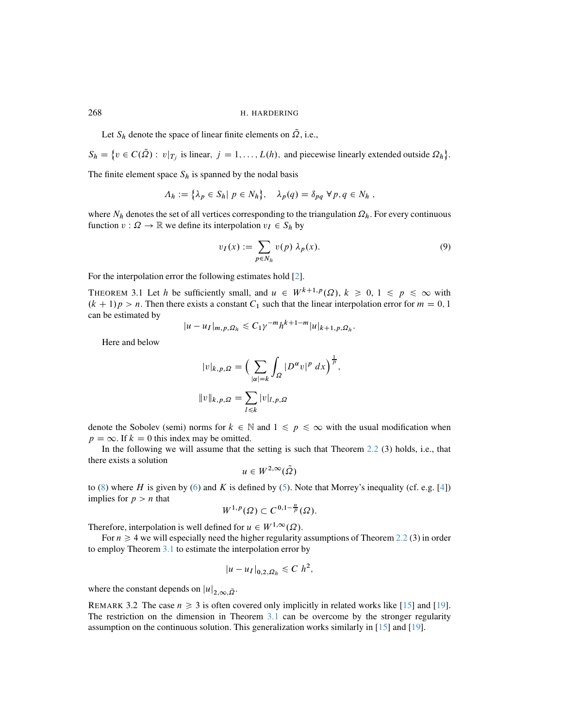Let $S_h$ denote the space of linear finite elements on $\tilde{\Omega}$, i.e.,

$$S_h = \{v \in C(\tilde{\Omega}) : \ v|_{T_j} \text{ is linear, } j = 1, \dots, L(h), \text{ and piecewise linearly extended outside } \Omega_h\}.$$

The finite element space $S_h$ is spanned by the nodal basis

$$\Lambda_h := \{\lambda_p \in S_h | \ p \in N_h\}, \quad \lambda_p(q) = \delta_{pq} \ \forall p, q \in N_h ,$$

where $N_h$ denotes the set of all vertices corresponding to the triangulation $\Omega_h$. For every continuous function $v : \Omega \to \mathbb{R}$ we define its interpolation $v_I \in S_h$ by

$$v_I(x) := \sum_{p \in N_h} v(p) \ \lambda_p(x). \tag{9}$$

For the interpolation error the following estimates hold [2].

THEOREM 3.1 Let $h$ be sufficiently small, and $u \in W^{k+1,p}(\Omega)$, $k \geqslant 0$, $1 \leqslant p \leqslant \infty$ with $(k+1)p > n$. Then there exists a constant $C_1$ such that the linear interpolation error for $m = 0, 1$ can be estimated by

$$|u - u_I|_{m,p,\Omega_h} \leqslant C_1 \gamma^{-m} h^{k+1-m} |u|_{k+1,p,\Omega_h}.$$

Here and below

$$|v|_{k,p,\Omega} = \Big( \sum_{|\alpha|=k} \int_\Omega |D^\alpha v|^p \ dx \Big)^{\frac{1}{p}},$$

$$\|v\|_{k,p,\Omega} = \sum_{l \leqslant k} |v|_{l,p,\Omega}$$

denote the Sobolev (semi) norms for $k \in \mathbb{N}$ and $1 \leqslant p \leqslant \infty$ with the usual modification when $p = \infty$. If $k = 0$ this index may be omitted.

In the following we will assume that the setting is such that Theorem 2.2 (3) holds, i.e., that there exists a solution

$$u \in W^{2,\infty}(\tilde{\Omega})$$

to (8) where $H$ is given by (6) and $K$ is defined by (5). Note that Morrey's inequality (cf. e.g. [4]) implies for $p > n$ that

$$W^{1,p}(\Omega) \subset C^{0,1-\frac{n}{p}}(\Omega).$$

Therefore, interpolation is well defined for $u \in W^{1,\infty}(\Omega)$.

For $n \geqslant 4$ we will especially need the higher regularity assumptions of Theorem 2.2 (3) in order to employ Theorem 3.1 to estimate the interpolation error by

$$|u - u_I|_{0,2,\Omega_h} \leqslant C \ h^2,$$

where the constant depends on $|u|_{2,\infty,\tilde{\Omega}}$.

REMARK 3.2 The case $n \geqslant 3$ is often covered only implicitly in related works like [15] and [19]. The restriction on the dimension in Theorem 3.1 can be overcome by the stronger regularity assumption on the continuous solution. This generalization works similarly in [15] and [19].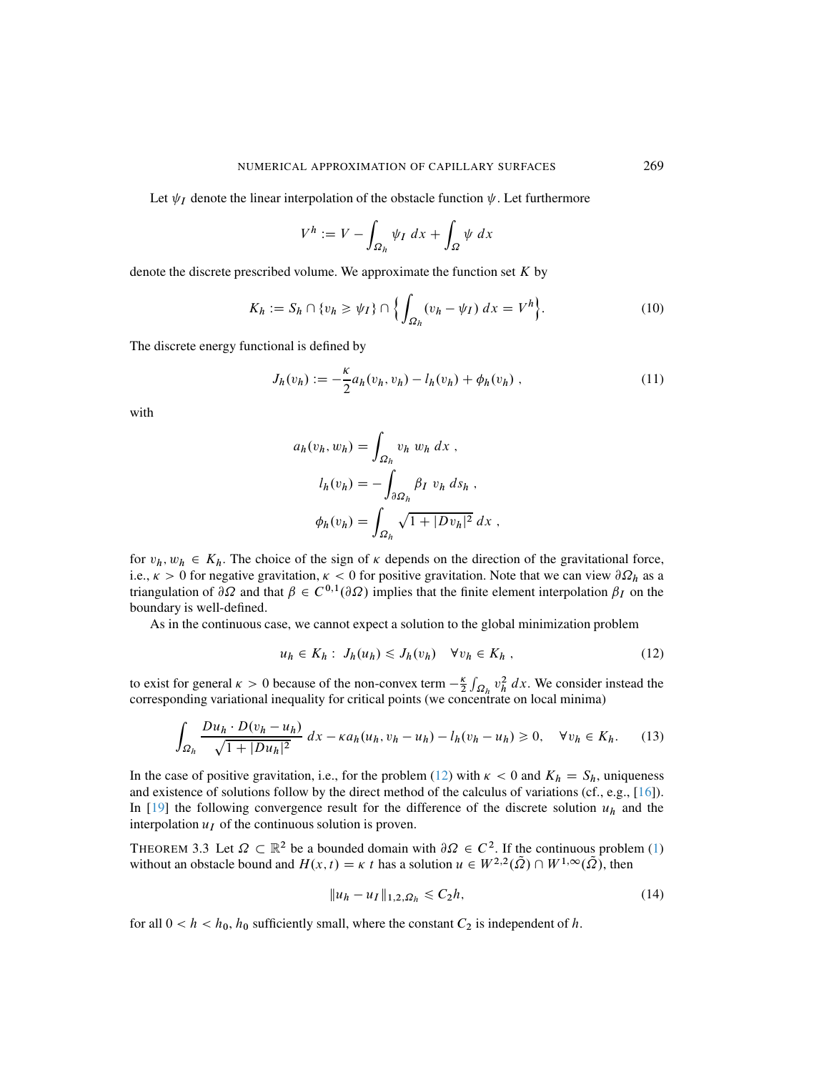Let $\psi_I$ denote the linear interpolation of the obstacle function $\psi$. Let furthermore

$$V^h := V - \int_{\Omega_h} \psi_I \, dx + \int_{\Omega} \psi \, dx$$

denote the discrete prescribed volume. We approximate the function set $K$ by

$$K_h := S_h \cap \{v_h \geqslant \psi_I\} \cap \Big\{ \int_{\Omega_h} (v_h - \psi_I) \, dx = V^h \Big\}. \tag{10}$$

The discrete energy functional is defined by

$$J_h(v_h) := -\frac{\kappa}{2} a_h(v_h, v_h) - l_h(v_h) + \phi_h(v_h) \,, \tag{11}$$

with

$$a_h(v_h, w_h) = \int_{\Omega_h} v_h \; w_h \; dx \,,$$

$$l_h(v_h) = -\int_{\partial\Omega_h} \beta_I \; v_h \; ds_h \,,$$

$$\phi_h(v_h) = \int_{\Omega_h} \sqrt{1 + |Dv_h|^2} \; dx \,,$$

for $v_h, w_h \in K_h$. The choice of the sign of $\kappa$ depends on the direction of the gravitational force, i.e., $\kappa > 0$ for negative gravitation, $\kappa < 0$ for positive gravitation. Note that we can view $\partial\Omega_h$ as a triangulation of $\partial\Omega$ and that $\beta \in C^{0,1}(\partial\Omega)$ implies that the finite element interpolation $\beta_I$ on the boundary is well-defined.

As in the continuous case, we cannot expect a solution to the global minimization problem

$$u_h \in K_h : \; J_h(u_h) \leqslant J_h(v_h) \quad \forall v_h \in K_h \,, \tag{12}$$

to exist for general $\kappa > 0$ because of the non-convex term $-\frac{\kappa}{2}\int_{\Omega_h} v_h^2 \, dx$. We consider instead the corresponding variational inequality for critical points (we concentrate on local minima)

$$\int_{\Omega_h} \frac{Du_h \cdot D(v_h - u_h)}{\sqrt{1 + |Du_h|^2}} \, dx - \kappa a_h(u_h, v_h - u_h) - l_h(v_h - u_h) \geqslant 0, \quad \forall v_h \in K_h. \tag{13}$$

In the case of positive gravitation, i.e., for the problem (12) with $\kappa < 0$ and $K_h = S_h$, uniqueness and existence of solutions follow by the direct method of the calculus of variations (cf., e.g., [16]). In [19] the following convergence result for the difference of the discrete solution $u_h$ and the interpolation $u_I$ of the continuous solution is proven.

THEOREM 3.3 Let $\Omega \subset \mathbb{R}^2$ be a bounded domain with $\partial\Omega \in C^2$. If the continuous problem (1) without an obstacle bound and $H(x, t) = \kappa \; t$ has a solution $u \in W^{2,2}(\tilde{\Omega}) \cap W^{1,\infty}(\tilde{\Omega})$, then

$$\|u_h - u_I\|_{1,2,\Omega_h} \leqslant C_2 h, \tag{14}$$

for all $0 < h < h_0$, $h_0$ sufficiently small, where the constant $C_2$ is independent of $h$.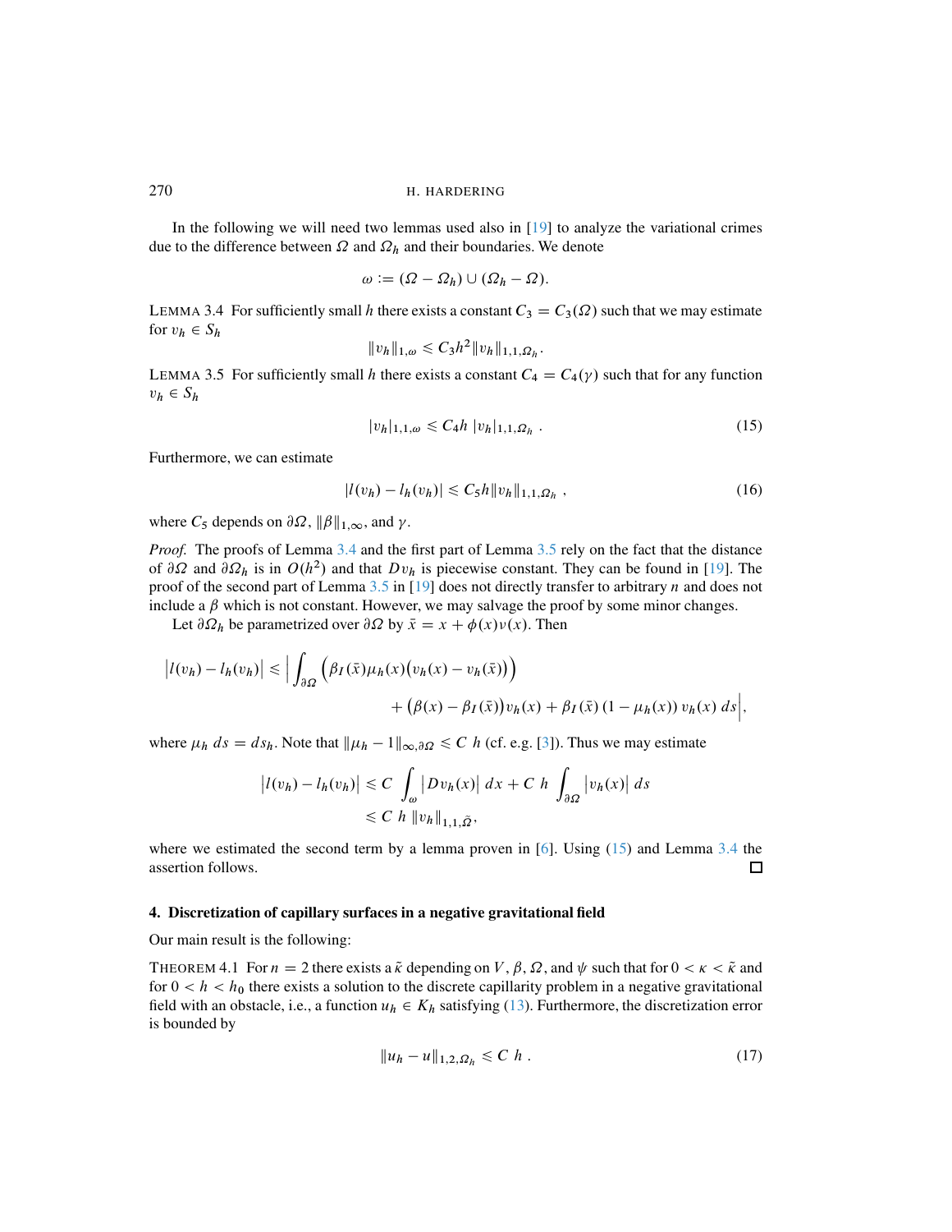In the following we will need two lemmas used also in [19] to analyze the variational crimes due to the difference between $\Omega$ and $\Omega_h$ and their boundaries. We denote

$$\omega := (\Omega - \Omega_h) \cup (\Omega_h - \Omega).$$

LEMMA 3.4 For sufficiently small $h$ there exists a constant $C_3 = C_3(\Omega)$ such that we may estimate for $v_h \in S_h$

$$\|v_h\|_{1,\omega} \leqslant C_3 h^2 \|v_h\|_{1,1,\Omega_h}.$$

LEMMA 3.5 For sufficiently small $h$ there exists a constant $C_4 = C_4(\gamma)$ such that for any function $v_h \in S_h$

$$|v_h|_{1,1,\omega} \leqslant C_4 h \, |v_h|_{1,1,\Omega_h} \; . \tag{15}$$

Furthermore, we can estimate

$$|l(v_h) - l_h(v_h)| \leqslant C_5 h \|v_h\|_{1,1,\Omega_h} \; , \tag{16}$$

where $C_5$ depends on $\partial\Omega$, $\|\beta\|_{1,\infty}$, and $\gamma$.

*Proof.* The proofs of Lemma 3.4 and the first part of Lemma 3.5 rely on the fact that the distance of $\partial\Omega$ and $\partial\Omega_h$ is in $O(h^2)$ and that $Dv_h$ is piecewise constant. They can be found in [19]. The proof of the second part of Lemma 3.5 in [19] does not directly transfer to arbitrary $n$ and does not include a $\beta$ which is not constant. However, we may salvage the proof by some minor changes.

Let $\partial\Omega_h$ be parametrized over $\partial\Omega$ by $\bar{x} = x + \phi(x)\nu(x)$. Then

$$\begin{aligned}
\left|l(v_h) - l_h(v_h)\right| \leqslant \Big| \int_{\partial\Omega} &\Big(\beta_I(\bar{x})\mu_h(x)\big(v_h(x) - v_h(\bar{x})\big)\Big) \\
&+ \big(\beta(x) - \beta_I(\bar{x})\big)v_h(x) + \beta_I(\bar{x})\left(1 - \mu_h(x)\right) v_h(x) \, ds\Big|,
\end{aligned}$$

where $\mu_h \, ds = ds_h$. Note that $\|\mu_h - 1\|_{\infty,\partial\Omega} \leqslant C \; h$ (cf. e.g. [3]). Thus we may estimate

$$\begin{aligned}
\left|l(v_h) - l_h(v_h)\right| &\leqslant C \int_{\omega} \left|Dv_h(x)\right| dx + C \; h \int_{\partial\Omega} \left|v_h(x)\right| ds \\
&\leqslant C \; h \; \|v_h\|_{1,1,\tilde{\Omega}},
\end{aligned}$$

where we estimated the second term by a lemma proven in [6]. Using (15) and Lemma 3.4 the assertion follows. ☐

## 4. Discretization of capillary surfaces in a negative gravitational field

Our main result is the following:

THEOREM 4.1 For $n = 2$ there exists a $\tilde{\kappa}$ depending on $V$, $\beta$, $\Omega$, and $\psi$ such that for $0 < \kappa < \tilde{\kappa}$ and for $0 < h < h_0$ there exists a solution to the discrete capillarity problem in a negative gravitational field with an obstacle, i.e., a function $u_h \in K_h$ satisfying (13). Furthermore, the discretization error is bounded by

$$\|u_h - u\|_{1,2,\Omega_h} \leqslant C \; h \; . \tag{17}$$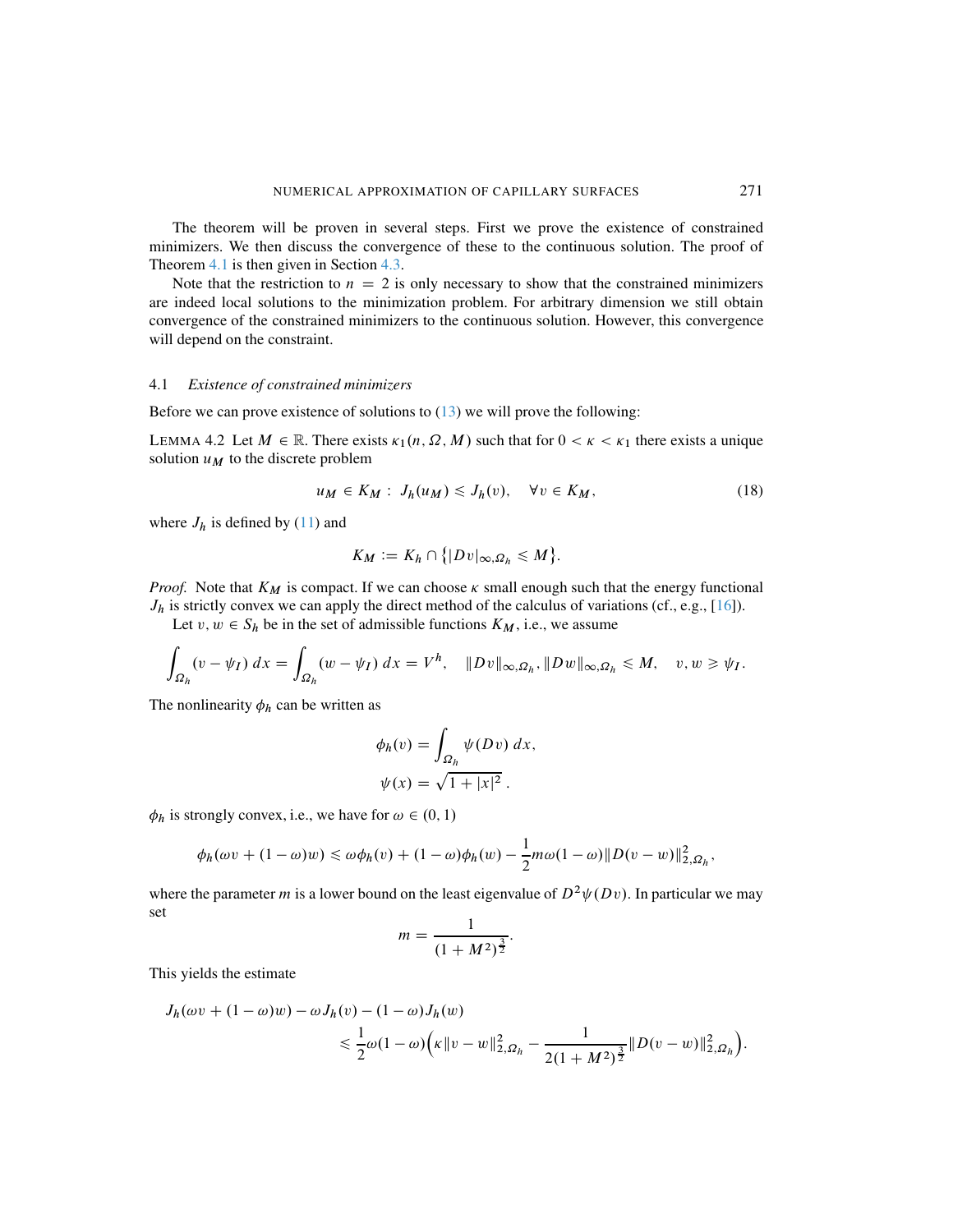The theorem will be proven in several steps. First we prove the existence of constrained minimizers. We then discuss the convergence of these to the continuous solution. The proof of Theorem 4.1 is then given in Section 4.3.

Note that the restriction to $n = 2$ is only necessary to show that the constrained minimizers are indeed local solutions to the minimization problem. For arbitrary dimension we still obtain convergence of the constrained minimizers to the continuous solution. However, this convergence will depend on the constraint.

### 4.1 *Existence of constrained minimizers*

Before we can prove existence of solutions to (13) we will prove the following:

LEMMA 4.2 Let $M \in \mathbb{R}$. There exists $\kappa_1(n, \Omega, M)$ such that for $0 < \kappa < \kappa_1$ there exists a unique solution $u_M$ to the discrete problem

$$u_M \in K_M : \; J_h(u_M) \leqslant J_h(v), \quad \forall v \in K_M, \tag{18}$$

where $J_h$ is defined by (11) and

$$K_M := K_h \cap \{|Dv|_{\infty,\Omega_h} \leqslant M\}.$$

*Proof.* Note that $K_M$ is compact. If we can choose $\kappa$ small enough such that the energy functional $J_h$ is strictly convex we can apply the direct method of the calculus of variations (cf., e.g., [16]).

Let $v, w \in S_h$ be in the set of admissible functions $K_M$, i.e., we assume

$$\int_{\Omega_h} (v - \psi_I)\, dx = \int_{\Omega_h} (w - \psi_I)\, dx = V^h, \quad \|Dv\|_{\infty,\Omega_h}, \|Dw\|_{\infty,\Omega_h} \leqslant M, \quad v, w \geqslant \psi_I.$$

The nonlinearity $\phi_h$ can be written as

$$\phi_h(v) = \int_{\Omega_h} \psi(Dv)\, dx,$$
$$\psi(x) = \sqrt{1 + |x|^2}\,.$$

$\phi_h$ is strongly convex, i.e., we have for $\omega \in (0, 1)$

$$\phi_h(\omega v + (1-\omega)w) \leqslant \omega\phi_h(v) + (1-\omega)\phi_h(w) - \frac{1}{2}m\omega(1-\omega)\|D(v-w)\|^2_{2,\Omega_h},$$

where the parameter $m$ is a lower bound on the least eigenvalue of $D^2\psi(Dv)$. In particular we may set

$$m = \frac{1}{(1+M^2)^{\frac{3}{2}}}.$$

This yields the estimate

$$J_h(\omega v + (1-\omega)w) - \omega J_h(v) - (1-\omega)J_h(w) \leqslant \frac{1}{2}\omega(1-\omega)\Big(\kappa\|v - w\|^2_{2,\Omega_h} - \frac{1}{2(1+M^2)^{\frac{3}{2}}}\|D(v-w)\|^2_{2,\Omega_h}\Big).$$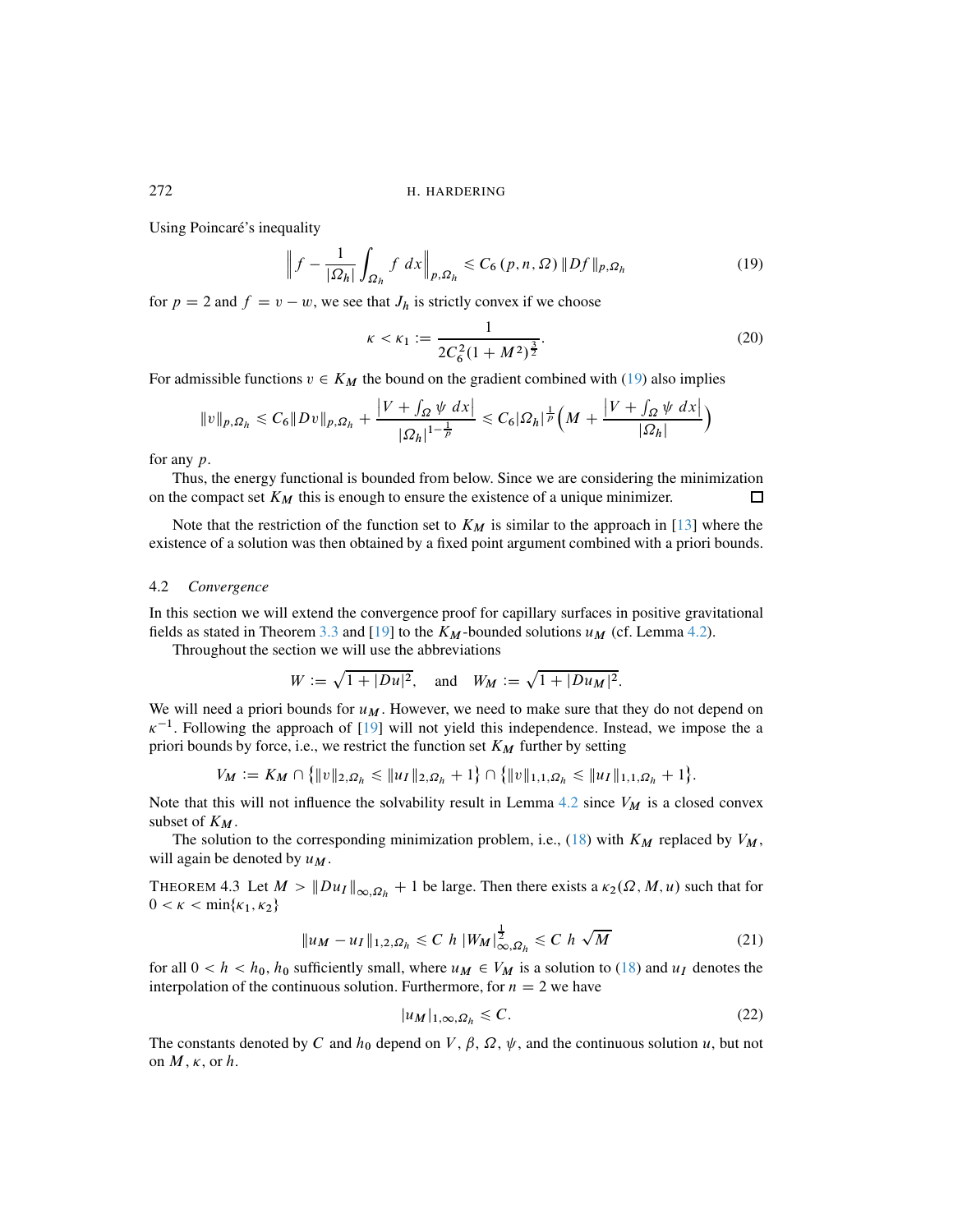Using Poincaré's inequality

$$\left\| f - \frac{1}{|\Omega_h|} \int_{\Omega_h} f \; dx \right\|_{p,\Omega_h} \leqslant C_6\,(p,n,\Omega)\,\|Df\|_{p,\Omega_h} \tag{19}$$

for $p = 2$ and $f = v - w$, we see that $J_h$ is strictly convex if we choose

$$\kappa < \kappa_1 := \frac{1}{2C_6^2(1+M^2)^{\frac{3}{2}}}. \tag{20}$$

For admissible functions $v \in K_M$ the bound on the gradient combined with (19) also implies

$$\|v\|_{p,\Omega_h} \leqslant C_6 \|Dv\|_{p,\Omega_h} + \frac{\left|V + \int_\Omega \psi \; dx\right|}{|\Omega_h|^{1-\frac{1}{p}}} \leqslant C_6 |\Omega_h|^{\frac{1}{p}} \Big( M + \frac{\left|V + \int_\Omega \psi \; dx\right|}{|\Omega_h|} \Big)$$

for any $p$.

Thus, the energy functional is bounded from below. Since we are considering the minimization on the compact set $K_M$ this is enough to ensure the existence of a unique minimizer. □

Note that the restriction of the function set to $K_M$ is similar to the approach in [13] where the existence of a solution was then obtained by a fixed point argument combined with a priori bounds.

### 4.2 *Convergence*

In this section we will extend the convergence proof for capillary surfaces in positive gravitational fields as stated in Theorem 3.3 and [19] to the $K_M$-bounded solutions $u_M$ (cf. Lemma 4.2).

Throughout the section we will use the abbreviations

$$W := \sqrt{1+|Du|^2}, \quad \text{and} \quad W_M := \sqrt{1+|Du_M|^2}.$$

We will need a priori bounds for $u_M$. However, we need to make sure that they do not depend on $\kappa^{-1}$. Following the approach of [19] will not yield this independence. Instead, we impose the a priori bounds by force, i.e., we restrict the function set $K_M$ further by setting

$$V_M := K_M \cap \big\{ \|v\|_{2,\Omega_h} \leqslant \|u_I\|_{2,\Omega_h} + 1 \big\} \cap \big\{ \|v\|_{1,1,\Omega_h} \leqslant \|u_I\|_{1,1,\Omega_h} + 1 \big\}.$$

Note that this will not influence the solvability result in Lemma 4.2 since $V_M$ is a closed convex subset of $K_M$.

The solution to the corresponding minimization problem, i.e., (18) with $K_M$ replaced by $V_M$, will again be denoted by $u_M$.

THEOREM 4.3 Let $M > \|Du_I\|_{\infty,\Omega_h} + 1$ be large. Then there exists a $\kappa_2(\Omega, M, u)$ such that for $0 < \kappa < \min\{\kappa_1, \kappa_2\}$

$$\|u_M - u_I\|_{1,2,\Omega_h} \leqslant C\; h\; |W_M|_{\infty,\Omega_h}^{\frac{1}{2}} \leqslant C\; h\; \sqrt{M} \tag{21}$$

for all $0 < h < h_0$, $h_0$ sufficiently small, where $u_M \in V_M$ is a solution to (18) and $u_I$ denotes the interpolation of the continuous solution. Furthermore, for $n = 2$ we have

$$|u_M|_{1,\infty,\Omega_h} \leqslant C. \tag{22}$$

The constants denoted by $C$ and $h_0$ depend on $V$, $\beta$, $\Omega$, $\psi$, and the continuous solution $u$, but not on $M$, $\kappa$, or $h$.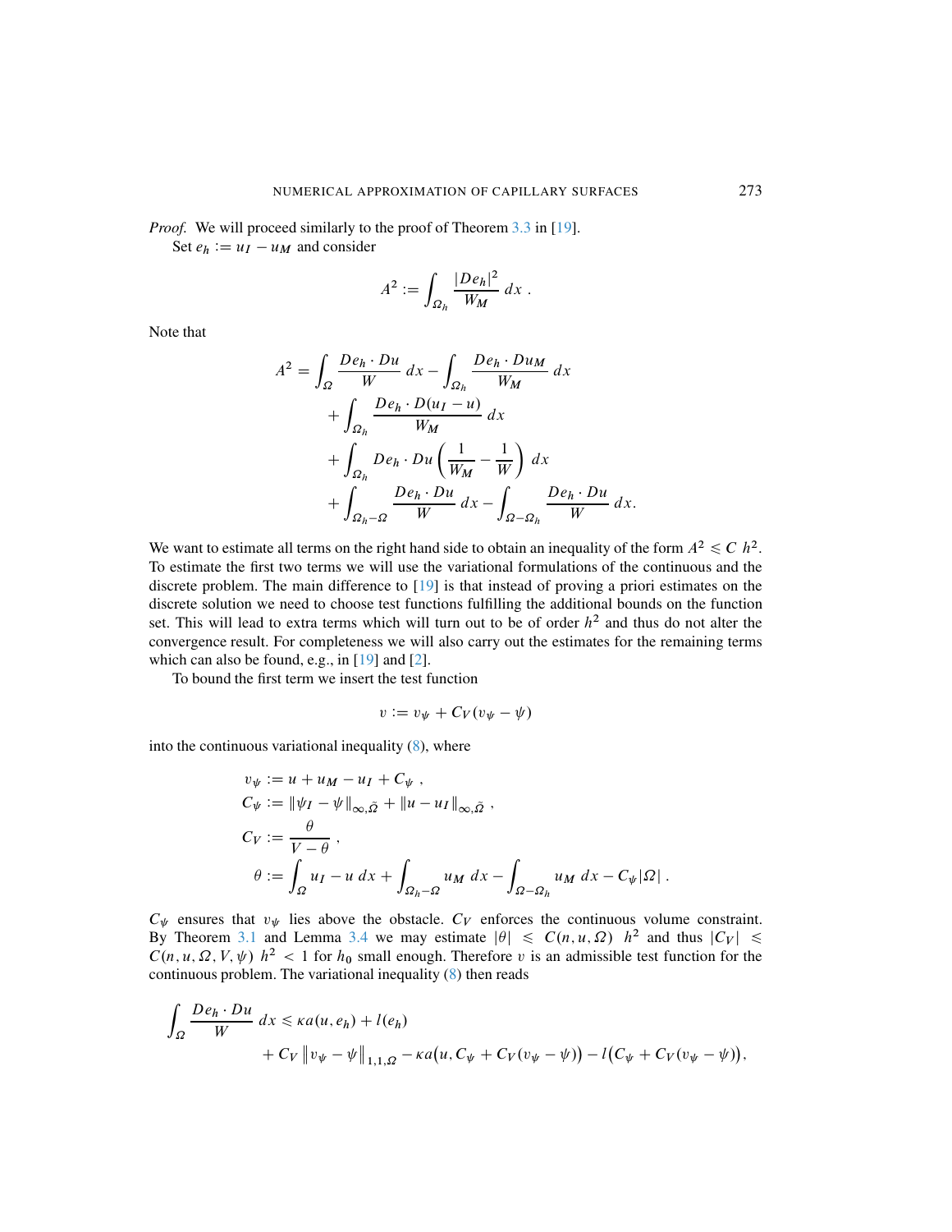*Proof.* We will proceed similarly to the proof of Theorem 3.3 in [19].

Set $e_h := u_I - u_M$ and consider

$$A^2 := \int_{\Omega_h} \frac{|De_h|^2}{W_M}\,dx\,.$$

Note that

$$\begin{aligned}
A^2 = &\int_{\Omega} \frac{De_h \cdot Du}{W}\,dx - \int_{\Omega_h} \frac{De_h \cdot Du_M}{W_M}\,dx \\
&+ \int_{\Omega_h} \frac{De_h \cdot D(u_I - u)}{W_M}\,dx \\
&+ \int_{\Omega_h} De_h \cdot Du \left(\frac{1}{W_M} - \frac{1}{W}\right)\,dx \\
&+ \int_{\Omega_h - \Omega} \frac{De_h \cdot Du}{W}\,dx - \int_{\Omega - \Omega_h} \frac{De_h \cdot Du}{W}\,dx.
\end{aligned}$$

We want to estimate all terms on the right hand side to obtain an inequality of the form $A^2 \leqslant C\ h^2$. To estimate the first two terms we will use the variational formulations of the continuous and the discrete problem. The main difference to [19] is that instead of proving a priori estimates on the discrete solution we need to choose test functions fulfilling the additional bounds on the function set. This will lead to extra terms which will turn out to be of order $h^2$ and thus do not alter the convergence result. For completeness we will also carry out the estimates for the remaining terms which can also be found, e.g., in [19] and [2].

To bound the first term we insert the test function

$$v := v_\psi + C_V(v_\psi - \psi)$$

into the continuous variational inequality (8), where

$$\begin{aligned}
v_\psi &:= u + u_M - u_I + C_\psi\,,\\
C_\psi &:= \|\psi_I - \psi\|_{\infty,\tilde{\Omega}} + \|u - u_I\|_{\infty,\tilde{\Omega}}\,,\\
C_V &:= \frac{\theta}{V - \theta}\,,\\
\theta &:= \int_\Omega u_I - u\,dx + \int_{\Omega_h - \Omega} u_M\,dx - \int_{\Omega - \Omega_h} u_M\,dx - C_\psi |\Omega|\,.
\end{aligned}$$

$C_\psi$ ensures that $v_\psi$ lies above the obstacle. $C_V$ enforces the continuous volume constraint. By Theorem 3.1 and Lemma 3.4 we may estimate $|\theta| \leqslant C(n, u, \Omega)\ h^2$ and thus $|C_V| \leqslant C(n, u, \Omega, V, \psi)\ h^2 < 1$ for $h_0$ small enough. Therefore $v$ is an admissible test function for the continuous problem. The variational inequality (8) then reads

$$\begin{aligned}
\int_\Omega \frac{De_h \cdot Du}{W}\,dx \leqslant\ &\kappa a(u, e_h) + l(e_h) \\
&+ C_V \left\|v_\psi - \psi\right\|_{1,1,\Omega} - \kappa a\big(u, C_\psi + C_V(v_\psi - \psi)\big) - l\big(C_\psi + C_V(v_\psi - \psi)\big),
\end{aligned}$$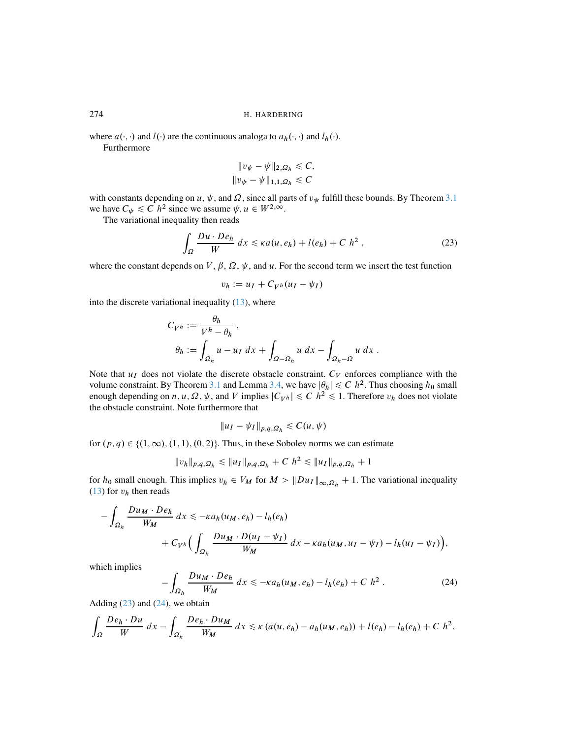where $a(\cdot,\cdot)$ and $l(\cdot)$ are the continuous analoga to $a_h(\cdot,\cdot)$ and $l_h(\cdot)$.

Furthermore

$$\|v_\psi - \psi\|_{2,\Omega_h} \leqslant C,$$
$$\|v_\psi - \psi\|_{1,1,\Omega_h} \leqslant C$$

with constants depending on $u$, $\psi$, and $\Omega$, since all parts of $v_\psi$ fulfill these bounds. By Theorem 3.1 we have $C_\psi \leqslant C\ h^2$ since we assume $\psi, u \in W^{2,\infty}$.

The variational inequality then reads

$$\int_\Omega \frac{Du \cdot De_h}{W}\, dx \leqslant \kappa a(u, e_h) + l(e_h) + C\ h^2\ , \tag{23}$$

where the constant depends on $V$, $\beta$, $\Omega$, $\psi$, and $u$. For the second term we insert the test function

$$v_h := u_I + C_{V^h}(u_I - \psi_I)$$

into the discrete variational inequality (13), where

$$C_{V^h} := \frac{\theta_h}{V^h - \theta_h}\ ,$$
$$\theta_h := \int_{\Omega_h} u - u_I\ dx + \int_{\Omega - \Omega_h} u\ dx - \int_{\Omega_h - \Omega} u\ dx\ .$$

Note that $u_I$ does not violate the discrete obstacle constraint. $C_V$ enforces compliance with the volume constraint. By Theorem 3.1 and Lemma 3.4, we have $|\theta_h| \leqslant C\ h^2$. Thus choosing $h_0$ small enough depending on $n, u, \Omega, \psi$, and $V$ implies $|C_{V^h}| \leqslant C\ h^2 \leqslant 1$. Therefore $v_h$ does not violate the obstacle constraint. Note furthermore that

$$\|u_I - \psi_I\|_{p,q,\Omega_h} \leqslant C(u, \psi)$$

for $(p, q) \in \{(1, \infty), (1, 1), (0, 2)\}$. Thus, in these Sobolev norms we can estimate

$$\|v_h\|_{p,q,\Omega_h} \leqslant \|u_I\|_{p,q,\Omega_h} + C\ h^2 \leqslant \|u_I\|_{p,q,\Omega_h} + 1$$

for $h_0$ small enough. This implies $v_h \in V_M$ for $M > \|Du_I\|_{\infty,\Omega_h} + 1$. The variational inequality (13) for $v_h$ then reads

$$-\int_{\Omega_h} \frac{Du_M \cdot De_h}{W_M}\, dx \leqslant -\kappa a_h(u_M, e_h) - l_h(e_h)$$
$$+ C_{V^h}\Big(\int_{\Omega_h} \frac{Du_M \cdot D(u_I - \psi_I)}{W_M}\, dx - \kappa a_h(u_M, u_I - \psi_I) - l_h(u_I - \psi_I)\Big),$$

which implies

$$-\int_{\Omega_h} \frac{Du_M \cdot De_h}{W_M}\, dx \leqslant -\kappa a_h(u_M, e_h) - l_h(e_h) + C\ h^2\ . \tag{24}$$

Adding (23) and (24), we obtain

$$\int_\Omega \frac{De_h \cdot Du}{W}\, dx - \int_{\Omega_h} \frac{De_h \cdot Du_M}{W_M}\, dx \leqslant \kappa\,(a(u, e_h) - a_h(u_M, e_h)) + l(e_h) - l_h(e_h) + C\ h^2.$$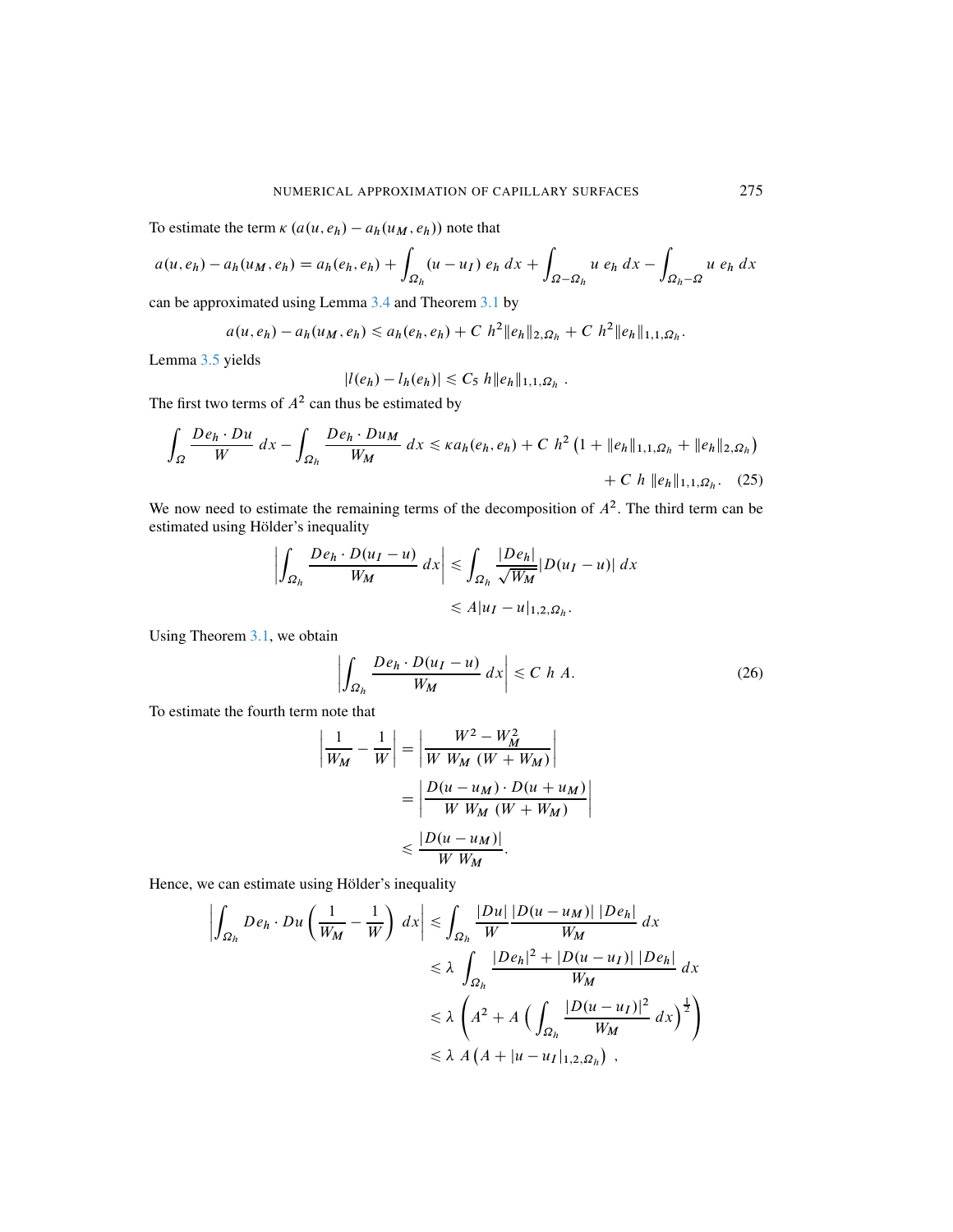To estimate the term $\kappa\,(a(u, e_h) - a_h(u_M, e_h))$ note that

$$a(u, e_h) - a_h(u_M, e_h) = a_h(e_h, e_h) + \int_{\Omega_h} (u - u_I)\ e_h\ dx + \int_{\Omega - \Omega_h} u\ e_h\ dx - \int_{\Omega_h - \Omega} u\ e_h\ dx$$

can be approximated using Lemma 3.4 and Theorem 3.1 by

$$a(u, e_h) - a_h(u_M, e_h) \leqslant a_h(e_h, e_h) + C\ h^2 \|e_h\|_{2,\Omega_h} + C\ h^2 \|e_h\|_{1,1,\Omega_h}.$$

Lemma 3.5 yields

$$|l(e_h) - l_h(e_h)| \leqslant C_5\ h \|e_h\|_{1,1,\Omega_h}\ .$$

The first two terms of $A^2$ can thus be estimated by

$$\int_{\Omega} \frac{De_h \cdot Du}{W}\ dx - \int_{\Omega_h} \frac{De_h \cdot Du_M}{W_M}\ dx \leqslant \kappa a_h(e_h, e_h) + C\ h^2 \left(1 + \|e_h\|_{1,1,\Omega_h} + \|e_h\|_{2,\Omega_h}\right) + C\ h\ \|e_h\|_{1,1,\Omega_h}. \quad (25)$$

We now need to estimate the remaining terms of the decomposition of $A^2$. The third term can be estimated using Hölder's inequality

$$\left| \int_{\Omega_h} \frac{De_h \cdot D(u_I - u)}{W_M}\ dx \right| \leqslant \int_{\Omega_h} \frac{|De_h|}{\sqrt{W_M}} |D(u_I - u)|\ dx$$
$$\leqslant A |u_I - u|_{1,2,\Omega_h}.$$

Using Theorem 3.1, we obtain

$$\left| \int_{\Omega_h} \frac{De_h \cdot D(u_I - u)}{W_M}\ dx \right| \leqslant C\ h\ A. \quad (26)$$

To estimate the fourth term note that

$$\left| \frac{1}{W_M} - \frac{1}{W} \right| = \left| \frac{W^2 - W_M^2}{W\ W_M\ (W + W_M)} \right|$$
$$= \left| \frac{D(u - u_M) \cdot D(u + u_M)}{W\ W_M\ (W + W_M)} \right|$$
$$\leqslant \frac{|D(u - u_M)|}{W\ W_M}.$$

Hence, we can estimate using Hölder's inequality

$$\left| \int_{\Omega_h} De_h \cdot Du \left( \frac{1}{W_M} - \frac{1}{W} \right)\ dx \right| \leqslant \int_{\Omega_h} \frac{|Du|}{W} \frac{|D(u - u_M)|\ |De_h|}{W_M}\ dx$$
$$\leqslant \lambda\ \int_{\Omega_h} \frac{|De_h|^2 + |D(u - u_I)|\ |De_h|}{W_M}\ dx$$
$$\leqslant \lambda \left( A^2 + A \left( \int_{\Omega_h} \frac{|D(u - u_I)|^2}{W_M}\ dx \right)^{\frac{1}{2}} \right)$$
$$\leqslant \lambda\ A \left( A + |u - u_I|_{1,2,\Omega_h} \right)\ ,$$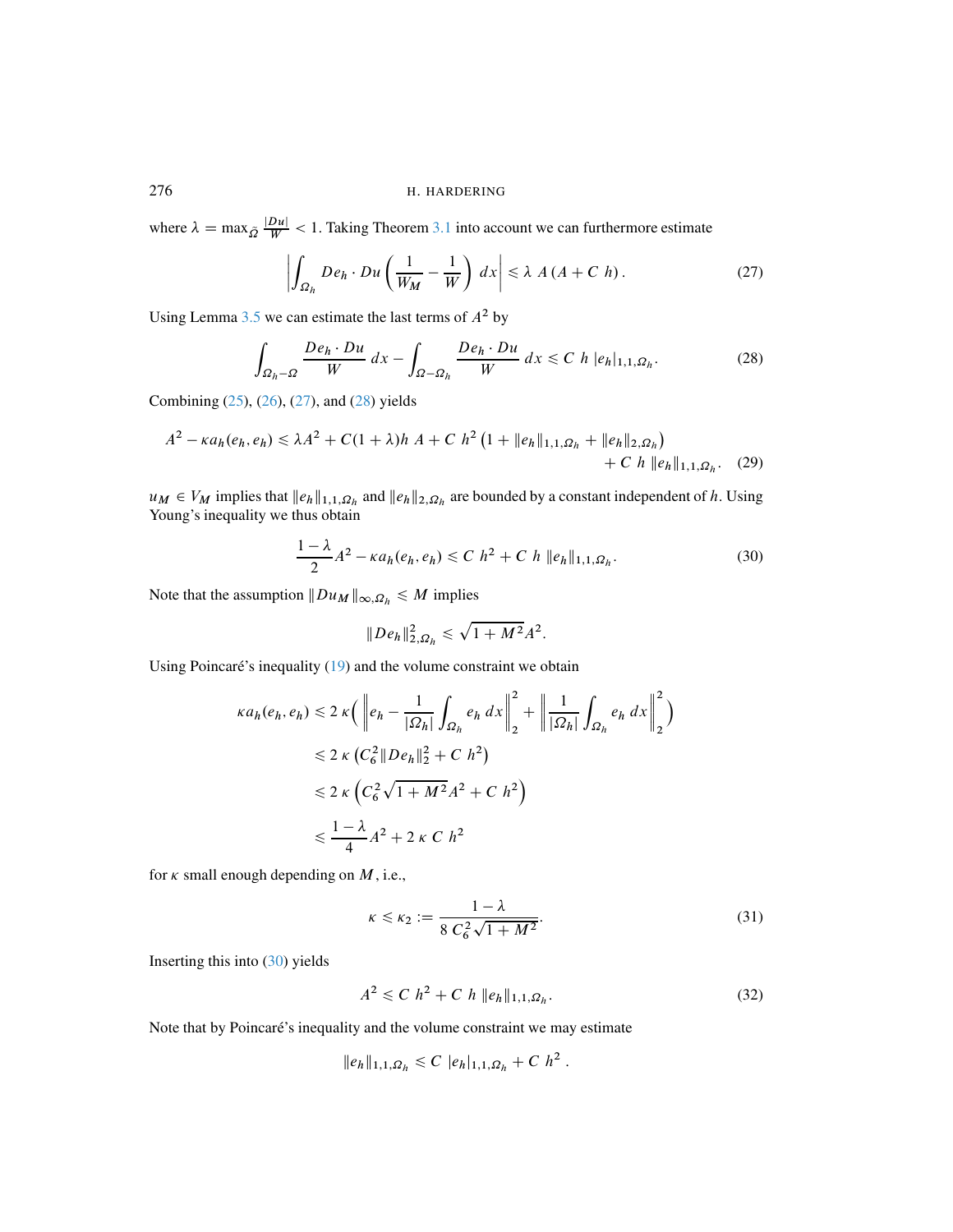where $\lambda = \max_{\tilde{\Omega}} \frac{|Du|}{W} < 1$. Taking Theorem 3.1 into account we can furthermore estimate

$$\left| \int_{\Omega_h} De_h \cdot Du \left( \frac{1}{W_M} - \frac{1}{W} \right) dx \right| \leqslant \lambda \ A \left(A + C \ h\right). \tag{27}$$

Using Lemma 3.5 we can estimate the last terms of $A^2$ by

$$\int_{\Omega_h - \Omega} \frac{De_h \cdot Du}{W} \, dx - \int_{\Omega - \Omega_h} \frac{De_h \cdot Du}{W} \, dx \leqslant C \ h \ |e_h|_{1,1,\Omega_h}. \tag{28}$$

Combining (25), (26), (27), and (28) yields

$$A^2 - \kappa a_h(e_h, e_h) \leqslant \lambda A^2 + C(1+\lambda) h \ A + C \ h^2 \left(1 + \|e_h\|_{1,1,\Omega_h} + \|e_h\|_{2,\Omega_h}\right) + C \ h \ \|e_h\|_{1,1,\Omega_h}. \tag{29}$$

$u_M \in V_M$ implies that $\|e_h\|_{1,1,\Omega_h}$ and $\|e_h\|_{2,\Omega_h}$ are bounded by a constant independent of $h$. Using Young's inequality we thus obtain

$$\frac{1-\lambda}{2} A^2 - \kappa a_h(e_h, e_h) \leqslant C \ h^2 + C \ h \ \|e_h\|_{1,1,\Omega_h}. \tag{30}$$

Note that the assumption $\|Du_M\|_{\infty,\Omega_h} \leqslant M$ implies

$$\|De_h\|^2_{2,\Omega_h} \leqslant \sqrt{1+M^2} A^2.$$

Using Poincaré's inequality (19) and the volume constraint we obtain

$$\begin{aligned}
\kappa a_h(e_h, e_h) &\leqslant 2 \ \kappa \Big( \left\| e_h - \frac{1}{|\Omega_h|} \int_{\Omega_h} e_h \, dx \right\|_2^2 + \left\| \frac{1}{|\Omega_h|} \int_{\Omega_h} e_h \, dx \right\|_2^2 \Big) \\
&\leqslant 2 \ \kappa \left( C_6^2 \|De_h\|_2^2 + C \ h^2 \right) \\
&\leqslant 2 \ \kappa \left( C_6^2 \sqrt{1+M^2} A^2 + C \ h^2 \right) \\
&\leqslant \frac{1-\lambda}{4} A^2 + 2 \ \kappa \ C \ h^2
\end{aligned}$$

for $\kappa$ small enough depending on $M$, i.e.,

$$\kappa \leqslant \kappa_2 := \frac{1-\lambda}{8 \ C_6^2 \sqrt{1+M^2}}. \tag{31}$$

Inserting this into (30) yields

$$A^2 \leqslant C \ h^2 + C \ h \ \|e_h\|_{1,1,\Omega_h}. \tag{32}$$

Note that by Poincaré's inequality and the volume constraint we may estimate

$$\|e_h\|_{1,1,\Omega_h} \leqslant C \ |e_h|_{1,1,\Omega_h} + C \ h^2 \ .$$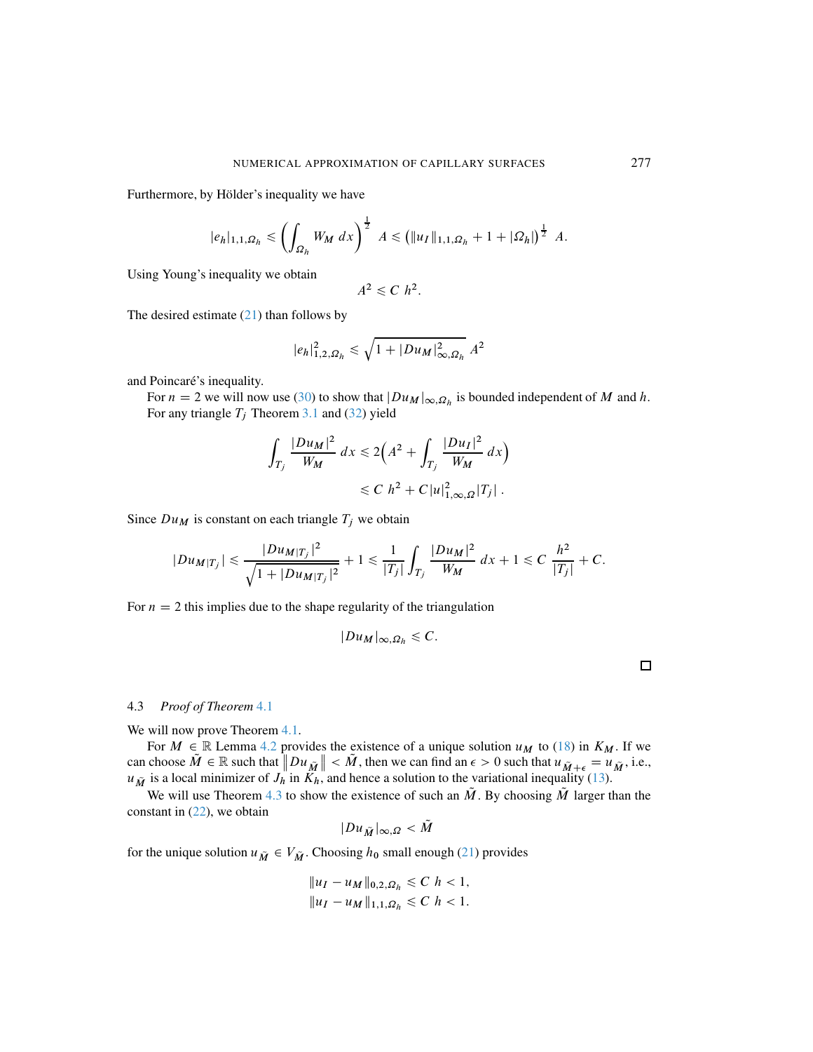Furthermore, by Hölder's inequality we have

$$|e_h|_{1,1,\Omega_h} \leqslant \left( \int_{\Omega_h} W_M \; dx \right)^{\frac{1}{2}} \; A \leqslant \left( \|u_I\|_{1,1,\Omega_h} + 1 + |\Omega_h| \right)^{\frac{1}{2}} \; A.$$

Using Young's inequality we obtain

$$A^2 \leqslant C \; h^2.$$

The desired estimate (21) than follows by

$$|e_h|^2_{1,2,\Omega_h} \leqslant \sqrt{1 + |Du_M|^2_{\infty,\Omega_h}} \; A^2$$

and Poincaré's inequality.

For $n = 2$ we will now use (30) to show that $|Du_M|_{\infty,\Omega_h}$ is bounded independent of $M$ and $h$. For any triangle $T_j$ Theorem 3.1 and (32) yield

$$\int_{T_j} \frac{|Du_M|^2}{W_M} \, dx \leqslant 2\Big( A^2 + \int_{T_j} \frac{|Du_I|^2}{W_M} \, dx \Big)$$
$$\leqslant C \; h^2 + C |u|^2_{1,\infty,\Omega} |T_j| \; .$$

Since $Du_M$ is constant on each triangle $T_j$ we obtain

$$|Du_{M|T_j}| \leqslant \frac{|Du_{M|T_j}|^2}{\sqrt{1 + |Du_{M|T_j}|^2}} + 1 \leqslant \frac{1}{|T_j|} \int_{T_j} \frac{|Du_M|^2}{W_M} \, dx + 1 \leqslant C \; \frac{h^2}{|T_j|} + C.$$

For $n = 2$ this implies due to the shape regularity of the triangulation

$$|Du_M|_{\infty,\Omega_h} \leqslant C.$$

□

### 4.3 *Proof of Theorem 4.1*

We will now prove Theorem 4.1.

For $M \in \mathbb{R}$ Lemma 4.2 provides the existence of a unique solution $u_M$ to (18) in $K_M$. If we can choose $\tilde{M} \in \mathbb{R}$ such that $\left\| Du_{\tilde{M}} \right\| < \tilde{M}$, then we can find an $\epsilon > 0$ such that $u_{\tilde{M}+\epsilon} = u_{\tilde{M}}$, i.e., $u_{\tilde{M}}$ is a local minimizer of $J_h$ in $K_h$, and hence a solution to the variational inequality (13).

We will use Theorem 4.3 to show the existence of such an $\tilde{M}$. By choosing $\tilde{M}$ larger than the constant in (22), we obtain

$$|Du_{\tilde{M}}|_{\infty,\Omega} < \tilde{M}$$

for the unique solution $u_{\tilde{M}} \in V_{\tilde{M}}$. Choosing $h_0$ small enough (21) provides

$$\|u_I - u_M\|_{0,2,\Omega_h} \leqslant C \; h < 1,$$
$$\|u_I - u_M\|_{1,1,\Omega_h} \leqslant C \; h < 1.$$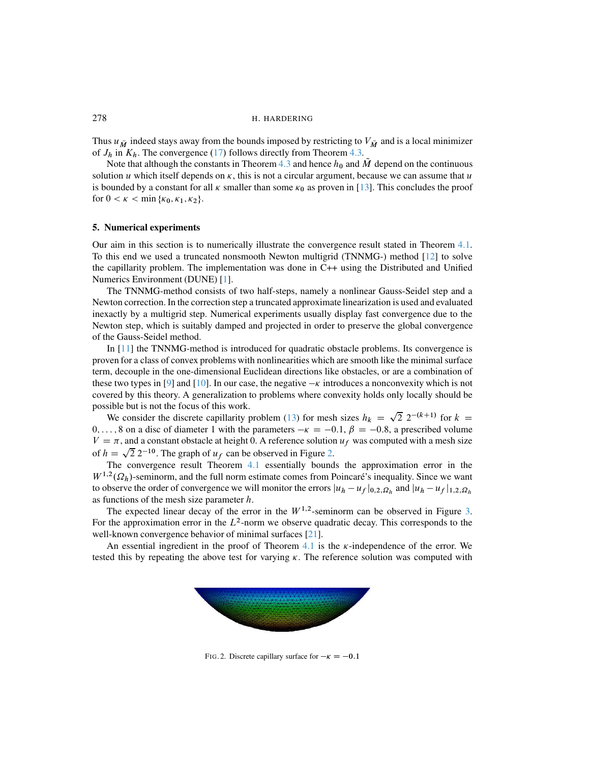Thus $u_{\tilde{M}}$ indeed stays away from the bounds imposed by restricting to $V_{\tilde{M}}$ and is a local minimizer of $J_h$ in $K_h$. The convergence (17) follows directly from Theorem 4.3.

Note that although the constants in Theorem 4.3 and hence $h_0$ and $\tilde{M}$ depend on the continuous solution $u$ which itself depends on $\kappa$, this is not a circular argument, because we can assume that $u$ is bounded by a constant for all $\kappa$ smaller than some $\kappa_0$ as proven in [13]. This concludes the proof for $0 < \kappa < \min\{\kappa_0, \kappa_1, \kappa_2\}$.

## 5. Numerical experiments

Our aim in this section is to numerically illustrate the convergence result stated in Theorem 4.1. To this end we used a truncated nonsmooth Newton multigrid (TNNMG-) method [12] to solve the capillarity problem. The implementation was done in C++ using the Distributed and Unified Numerics Environment (DUNE) [1].

The TNNMG-method consists of two half-steps, namely a nonlinear Gauss-Seidel step and a Newton correction. In the correction step a truncated approximate linearization is used and evaluated inexactly by a multigrid step. Numerical experiments usually display fast convergence due to the Newton step, which is suitably damped and projected in order to preserve the global convergence of the Gauss-Seidel method.

In [11] the TNNMG-method is introduced for quadratic obstacle problems. Its convergence is proven for a class of convex problems with nonlinearities which are smooth like the minimal surface term, decouple in the one-dimensional Euclidean directions like obstacles, or are a combination of these two types in [9] and [10]. In our case, the negative $-\kappa$ introduces a nonconvexity which is not covered by this theory. A generalization to problems where convexity holds only locally should be possible but is not the focus of this work.

We consider the discrete capillarity problem (13) for mesh sizes $h_k = \sqrt{2}\, 2^{-(k+1)}$ for $k = 0, \ldots, 8$ on a disc of diameter 1 with the parameters $-\kappa = -0.1$, $\beta = -0.8$, a prescribed volume $V = \pi$, and a constant obstacle at height 0. A reference solution $u_f$ was computed with a mesh size of $h = \sqrt{2}\, 2^{-10}$. The graph of $u_f$ can be observed in Figure 2.

The convergence result Theorem 4.1 essentially bounds the approximation error in the $W^{1,2}(\Omega_h)$-seminorm, and the full norm estimate comes from Poincaré's inequality. Since we want to observe the order of convergence we will monitor the errors $|u_h - u_f|_{0,2,\Omega_h}$ and $|u_h - u_f|_{1,2,\Omega_h}$ as functions of the mesh size parameter $h$.

The expected linear decay of the error in the $W^{1,2}$-seminorm can be observed in Figure 3. For the approximation error in the $L^2$-norm we observe quadratic decay. This corresponds to the well-known convergence behavior of minimal surfaces [21].

An essential ingredient in the proof of Theorem 4.1 is the $\kappa$-independence of the error. We tested this by repeating the above test for varying $\kappa$. The reference solution was computed with

FIG. 2. Discrete capillary surface for $-\kappa = -0.1$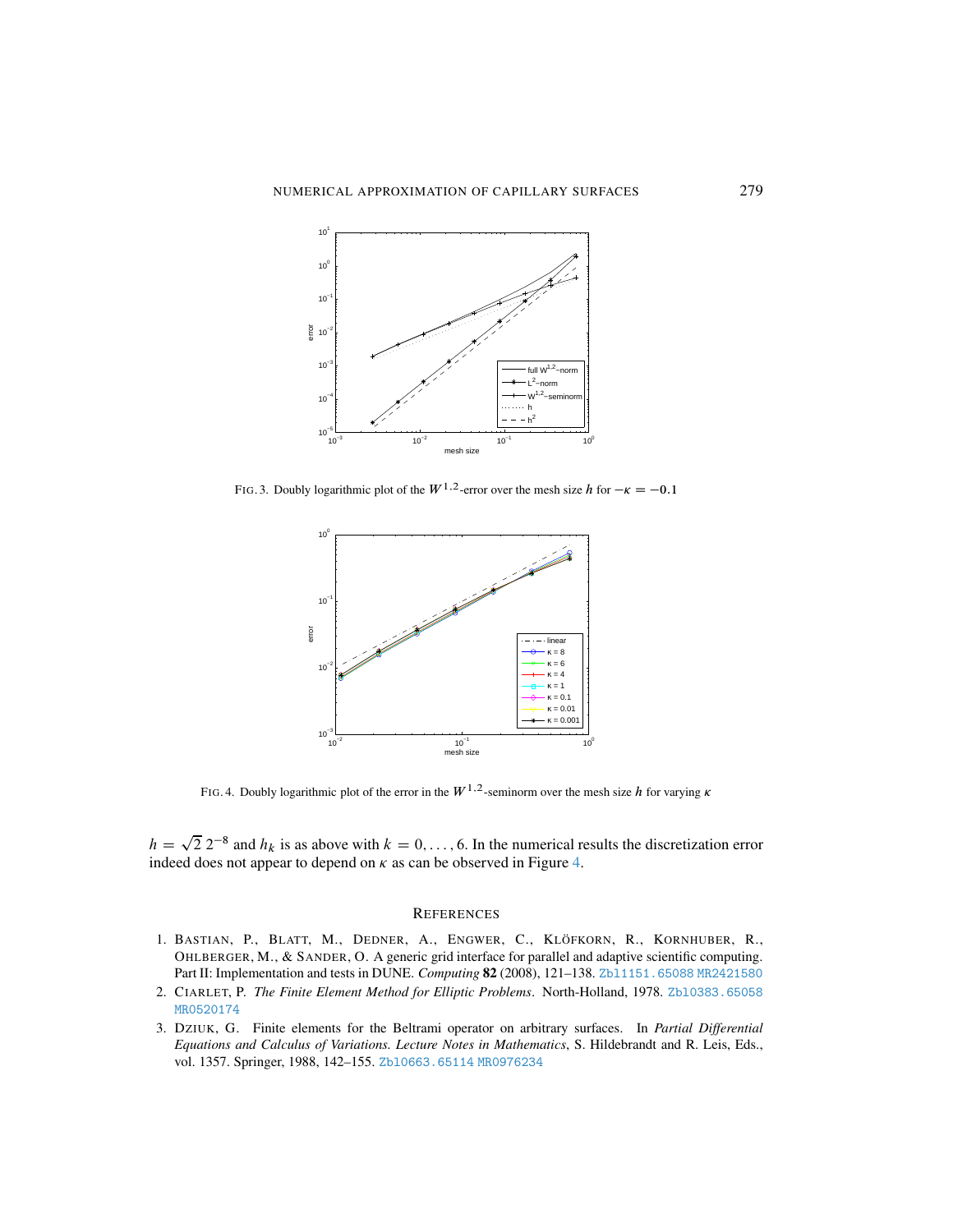FIG. 3. Doubly logarithmic plot of the $W^{1,2}$-error over the mesh size $h$ for $-\kappa = -0.1$

FIG. 4. Doubly logarithmic plot of the error in the $W^{1,2}$-seminorm over the mesh size $h$ for varying $\kappa$

$h = \sqrt{2}\, 2^{-8}$ and $h_k$ is as above with $k = 0, \ldots, 6$. In the numerical results the discretization error indeed does not appear to depend on $\kappa$ as can be observed in Figure 4.

## REFERENCES

1. BASTIAN, P., BLATT, M., DEDNER, A., ENGWER, C., KLÖFKORN, R., KORNHUBER, R., OHLBERGER, M., & SANDER, O. A generic grid interface for parallel and adaptive scientific computing. Part II: Implementation and tests in DUNE. *Computing* **82** (2008), 121–138. Zbl1151.65088 MR2421580
2. CIARLET, P. *The Finite Element Method for Elliptic Problems*. North-Holland, 1978. Zbl0383.65058 MR0520174
3. DZIUK, G. Finite elements for the Beltrami operator on arbitrary surfaces. In *Partial Differential Equations and Calculus of Variations. Lecture Notes in Mathematics*, S. Hildebrandt and R. Leis, Eds., vol. 1357. Springer, 1988, 142–155. Zbl0663.65114 MR0976234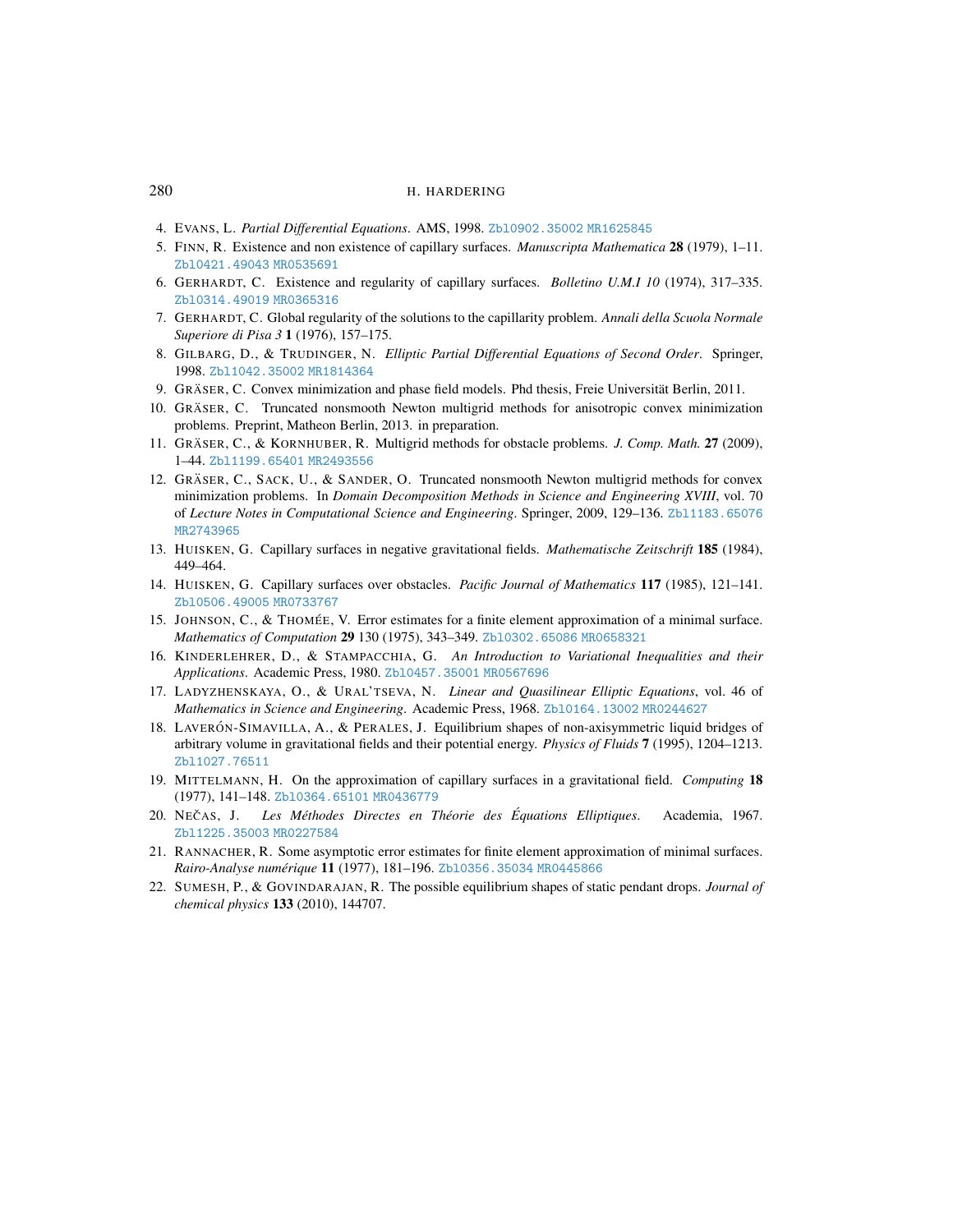4. Evans, L. *Partial Differential Equations*. AMS, 1998. Zbl0902.35002 MR1625845
5. Finn, R. Existence and non existence of capillary surfaces. *Manuscripta Mathematica* **28** (1979), 1–11. Zbl0421.49043 MR0535691
6. Gerhardt, C. Existence and regularity of capillary surfaces. *Bolletino U.M.I 10* (1974), 317–335. Zbl0314.49019 MR0365316
7. Gerhardt, C. Global regularity of the solutions to the capillarity problem. *Annali della Scuola Normale Superiore di Pisa 3* **1** (1976), 157–175.
8. Gilbarg, D., & Trudinger, N. *Elliptic Partial Differential Equations of Second Order*. Springer, 1998. Zbl1042.35002 MR1814364
9. Gräser, C. Convex minimization and phase field models. Phd thesis, Freie Universität Berlin, 2011.
10. Gräser, C. Truncated nonsmooth Newton multigrid methods for anisotropic convex minimization problems. Preprint, Matheon Berlin, 2013. in preparation.
11. Gräser, C., & Kornhuber, R. Multigrid methods for obstacle problems. *J. Comp. Math.* **27** (2009), 1–44. Zbl1199.65401 MR2493556
12. Gräser, C., Sack, U., & Sander, O. Truncated nonsmooth Newton multigrid methods for convex minimization problems. In *Domain Decomposition Methods in Science and Engineering XVIII*, vol. 70 of *Lecture Notes in Computational Science and Engineering*. Springer, 2009, 129–136. Zbl1183.65076 MR2743965
13. Huisken, G. Capillary surfaces in negative gravitational fields. *Mathematische Zeitschrift* **185** (1984), 449–464.
14. Huisken, G. Capillary surfaces over obstacles. *Pacific Journal of Mathematics* **117** (1985), 121–141. Zbl0506.49005 MR0733767
15. Johnson, C., & Thomée, V. Error estimates for a finite element approximation of a minimal surface. *Mathematics of Computation* **29** 130 (1975), 343–349. Zbl0302.65086 MR0658321
16. Kinderlehrer, D., & Stampacchia, G. *An Introduction to Variational Inequalities and their Applications*. Academic Press, 1980. Zbl0457.35001 MR0567696
17. Ladyzhenskaya, O., & Ural'tseva, N. *Linear and Quasilinear Elliptic Equations*, vol. 46 of *Mathematics in Science and Engineering*. Academic Press, 1968. Zbl0164.13002 MR0244627
18. Laverón-Simavilla, A., & Perales, J. Equilibrium shapes of non-axisymmetric liquid bridges of arbitrary volume in gravitational fields and their potential energy. *Physics of Fluids* **7** (1995), 1204–1213. Zbl1027.76511
19. Mittelmann, H. On the approximation of capillary surfaces in a gravitational field. *Computing* **18** (1977), 141–148. Zbl0364.65101 MR0436779
20. Nečas, J. *Les Méthodes Directes en Théorie des Équations Elliptiques*. Academia, 1967. Zbl1225.35003 MR0227584
21. Rannacher, R. Some asymptotic error estimates for finite element approximation of minimal surfaces. *Rairo-Analyse numérique* **11** (1977), 181–196. Zbl0356.35034 MR0445866
22. Sumesh, P., & Govindarajan, R. The possible equilibrium shapes of static pendant drops. *Journal of chemical physics* **133** (2010), 144707.